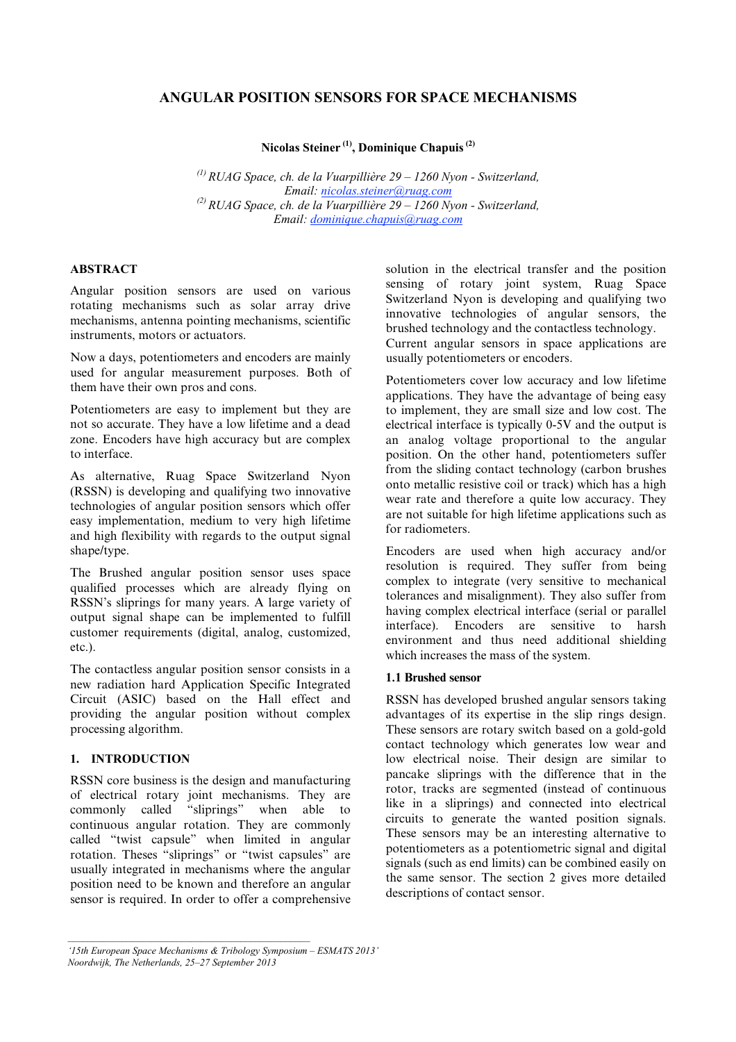# ANGULAR POSITION SENSORS FOR SPACE MECHANISMS

**Nicolas Steiner [1], Dominique Chapuis [2]**

*[1] RUAG Space, ch. de la Vuarpillière 29 – 1260 Nyon - Switzerland, Email: nicolas.steiner@ruag.com*
*[2] RUAG Space, ch. de la Vuarpillière 29 – 1260 Nyon - Switzerland, Email: dominique.chapuis@ruag.com*

## ABSTRACT

Angular position sensors are used on various rotating mechanisms such as solar array drive mechanisms, antenna pointing mechanisms, scientific instruments, motors or actuators.

Now a days, potentiometers and encoders are mainly used for angular measurement purposes. Both of them have their own pros and cons.

Potentiometers are easy to implement but they are not so accurate. They have a low lifetime and a dead zone. Encoders have high accuracy but are complex to interface.

As alternative, Ruag Space Switzerland Nyon (RSSN) is developing and qualifying two innovative technologies of angular position sensors which offer easy implementation, medium to very high lifetime and high flexibility with regards to the output signal shape/type.

The Brushed angular position sensor uses space qualified processes which are already flying on RSSN's sliprings for many years. A large variety of output signal shape can be implemented to fulfill customer requirements (digital, analog, customized, etc.).

The contactless angular position sensor consists in a new radiation hard Application Specific Integrated Circuit (ASIC) based on the Hall effect and providing the angular position without complex processing algorithm.

## 1. INTRODUCTION

RSSN core business is the design and manufacturing of electrical rotary joint mechanisms. They are commonly called "sliprings" when able to continuous angular rotation. They are commonly called "twist capsule" when limited in angular rotation. Theses "sliprings" or "twist capsules" are usually integrated in mechanisms where the angular position need to be known and therefore an angular sensor is required. In order to offer a comprehensive solution in the electrical transfer and the position sensing of rotary joint system, Ruag Space Switzerland Nyon is developing and qualifying two innovative technologies of angular sensors, the brushed technology and the contactless technology. Current angular sensors in space applications are usually potentiometers or encoders.

Potentiometers cover low accuracy and low lifetime applications. They have the advantage of being easy to implement, they are small size and low cost. The electrical interface is typically 0-5V and the output is an analog voltage proportional to the angular position. On the other hand, potentiometers suffer from the sliding contact technology (carbon brushes onto metallic resistive coil or track) which has a high wear rate and therefore a quite low accuracy. They are not suitable for high lifetime applications such as for radiometers.

Encoders are used when high accuracy and/or resolution is required. They suffer from being complex to integrate (very sensitive to mechanical tolerances and misalignment). They also suffer from having complex electrical interface (serial or parallel interface). Encoders are sensitive to harsh environment and thus need additional shielding which increases the mass of the system.

### 1.1 Brushed sensor

RSSN has developed brushed angular sensors taking advantages of its expertise in the slip rings design. These sensors are rotary switch based on a gold-gold contact technology which generates low wear and low electrical noise. Their design are similar to pancake sliprings with the difference that in the rotor, tracks are segmented (instead of continuous like in a sliprings) and connected into electrical circuits to generate the wanted position signals. These sensors may be an interesting alternative to potentiometers as a potentiometric signal and digital signals (such as end limits) can be combined easily on the same sensor. The section 2 gives more detailed descriptions of contact sensor.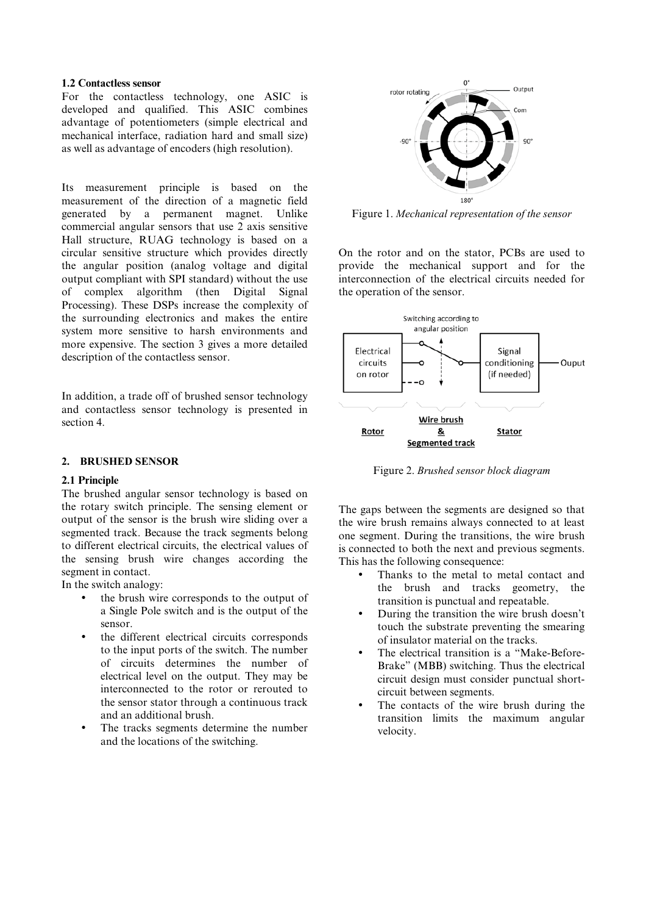### 1.2 Contactless sensor

For the contactless technology, one ASIC is developed and qualified. This ASIC combines advantage of potentiometers (simple electrical and mechanical interface, radiation hard and small size) as well as advantage of encoders (high resolution).

Its measurement principle is based on the measurement of the direction of a magnetic field generated by a permanent magnet. Unlike commercial angular sensors that use 2 axis sensitive Hall structure, RUAG technology is based on a circular sensitive structure which provides directly the angular position (analog voltage and digital output compliant with SPI standard) without the use of complex algorithm (then Digital Signal Processing). These DSPs increase the complexity of the surrounding electronics and makes the entire system more sensitive to harsh environments and more expensive. The section 3 gives a more detailed description of the contactless sensor.

In addition, a trade off of brushed sensor technology and contactless sensor technology is presented in section 4.

## 2. BRUSHED SENSOR

### 2.1 Principle

The brushed angular sensor technology is based on the rotary switch principle. The sensing element or output of the sensor is the brush wire sliding over a segmented track. Because the track segments belong to different electrical circuits, the electrical values of the sensing brush wire changes according the segment in contact.

In the switch analogy:

- the brush wire corresponds to the output of a Single Pole switch and is the output of the sensor.
- the different electrical circuits corresponds to the input ports of the switch. The number of circuits determines the number of electrical level on the output. They may be interconnected to the rotor or rerouted to the sensor stator through a continuous track and an additional brush.
- The tracks segments determine the number and the locations of the switching.

Figure 1. *Mechanical representation of the sensor*

On the rotor and on the stator, PCBs are used to provide the mechanical support and for the interconnection of the electrical circuits needed for the operation of the sensor.

Figure 2. *Brushed sensor block diagram*

The gaps between the segments are designed so that the wire brush remains always connected to at least one segment. During the transitions, the wire brush is connected to both the next and previous segments. This has the following consequence:

- Thanks to the metal to metal contact and the brush and tracks geometry, the transition is punctual and repeatable.
- During the transition the wire brush doesn't touch the substrate preventing the smearing of insulator material on the tracks.
- The electrical transition is a "Make-Before-Brake" (MBB) switching. Thus the electrical circuit design must consider punctual short-circuit between segments.
- The contacts of the wire brush during the transition limits the maximum angular velocity.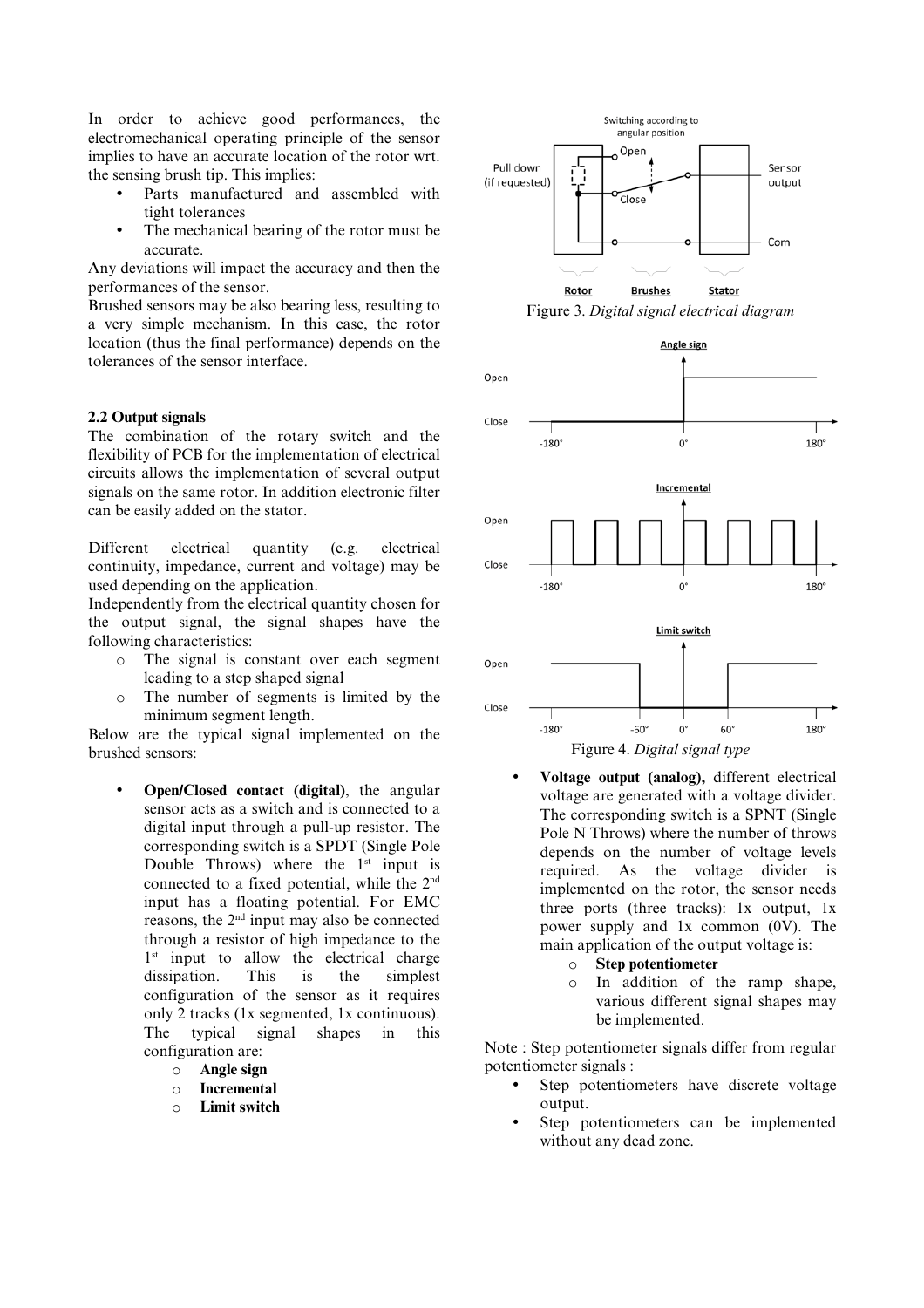In order to achieve good performances, the electromechanical operating principle of the sensor implies to have an accurate location of the rotor wrt. the sensing brush tip. This implies:

- Parts manufactured and assembled with tight tolerances
- The mechanical bearing of the rotor must be accurate.

Any deviations will impact the accuracy and then the performances of the sensor.

Brushed sensors may be also bearing less, resulting to a very simple mechanism. In this case, the rotor location (thus the final performance) depends on the tolerances of the sensor interface.

### 2.2 Output signals

The combination of the rotary switch and the flexibility of PCB for the implementation of electrical circuits allows the implementation of several output signals on the same rotor. In addition electronic filter can be easily added on the stator.

Different electrical quantity (e.g. electrical continuity, impedance, current and voltage) may be used depending on the application.

Independently from the electrical quantity chosen for the output signal, the signal shapes have the following characteristics:

- The signal is constant over each segment leading to a step shaped signal
- The number of segments is limited by the minimum segment length.

Below are the typical signal implemented on the brushed sensors:

- **Open/Closed contact (digital)**, the angular sensor acts as a switch and is connected to a digital input through a pull-up resistor. The corresponding switch is a SPDT (Single Pole Double Throws) where the 1st input is connected to a fixed potential, while the 2nd input has a floating potential. For EMC reasons, the 2nd input may also be connected through a resistor of high impedance to the 1st input to allow the electrical charge dissipation. This is the simplest configuration of the sensor as it requires only 2 tracks (1x segmented, 1x continuous). The typical signal shapes in this configuration are:
    - **Angle sign**
    - **Incremental**
    - **Limit switch**

Figure 3. *Digital signal electrical diagram*

Figure 4. *Digital signal type*

- **Voltage output (analog),** different electrical voltage are generated with a voltage divider. The corresponding switch is a SPNT (Single Pole N Throws) where the number of throws depends on the number of voltage levels required. As the voltage divider is implemented on the rotor, the sensor needs three ports (three tracks): 1x output, 1x power supply and 1x common (0V). The main application of the output voltage is:
    - **Step potentiometer**
    - In addition of the ramp shape, various different signal shapes may be implemented.

Note : Step potentiometer signals differ from regular potentiometer signals :

- Step potentiometers have discrete voltage output.
- Step potentiometers can be implemented without any dead zone.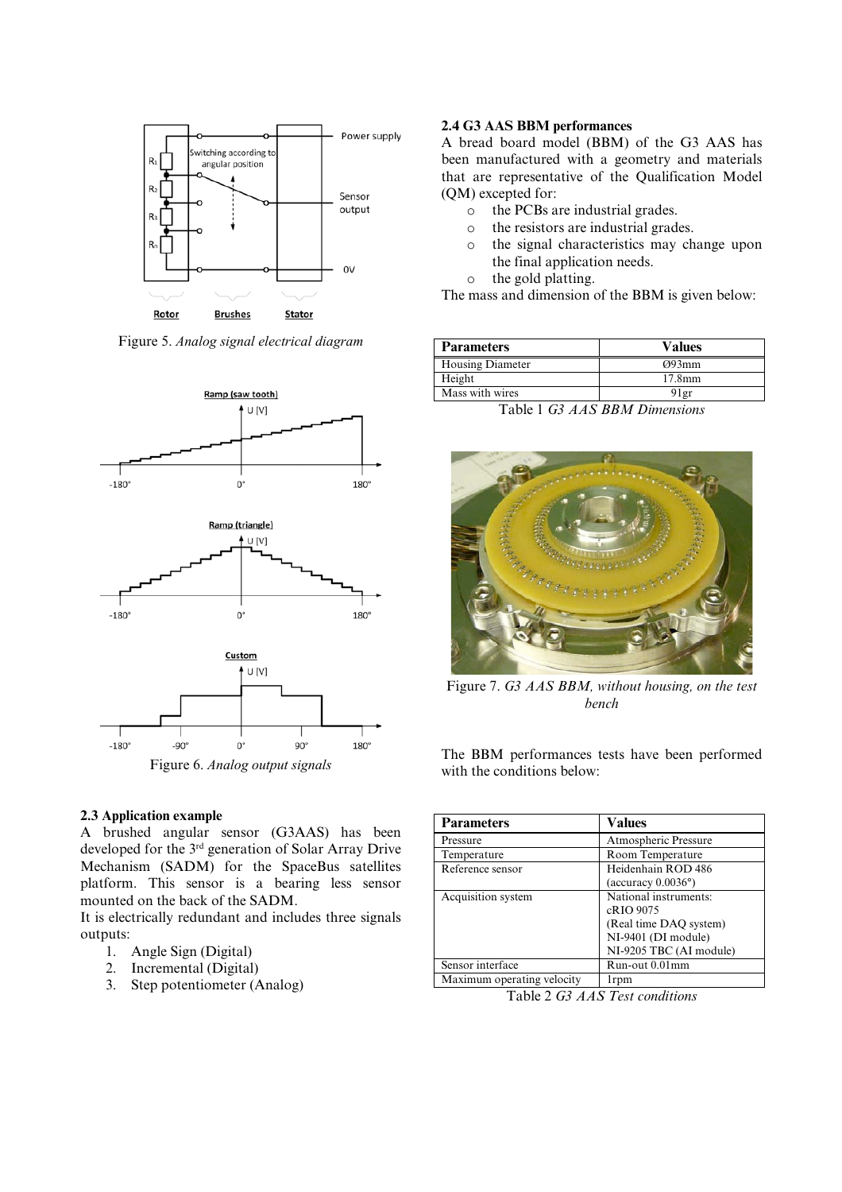Figure 5. *Analog signal electrical diagram*

Figure 6. *Analog output signals*

**2.3 Application example**

A brushed angular sensor (G3AAS) has been developed for the 3rd generation of Solar Array Drive Mechanism (SADM) for the SpaceBus satellites platform. This sensor is a bearing less sensor mounted on the back of the SADM.

It is electrically redundant and includes three signals outputs:

1. Angle Sign (Digital)
2. Incremental (Digital)
3. Step potentiometer (Analog)

**2.4 G3 AAS BBM performances**

A bread board model (BBM) of the G3 AAS has been manufactured with a geometry and materials that are representative of the Qualification Model (QM) excepted for:

- the PCBs are industrial grades.
- the resistors are industrial grades.
- the signal characteristics may change upon the final application needs.
- the gold platting.

The mass and dimension of the BBM is given below:

| Parameters | Values |
|---|---|
| Housing Diameter | Ø93mm |
| Height | 17.8mm |
| Mass with wires | 91gr |

Table 1 *G3 AAS BBM Dimensions*

Figure 7. *G3 AAS BBM, without housing, on the test bench*

The BBM performances tests have been performed with the conditions below:

| Parameters | Values |
|---|---|
| Pressure | Atmospheric Pressure |
| Temperature | Room Temperature |
| Reference sensor | Heidenhain ROD 486 (accuracy 0.0036°) |
| Acquisition system | National instruments: cRIO 9075 (Real time DAQ system) NI-9401 (DI module) NI-9205 TBC (AI module) |
| Sensor interface | Run-out 0.01mm |
| Maximum operating velocity | 1rpm |

Table 2 *G3 AAS Test conditions*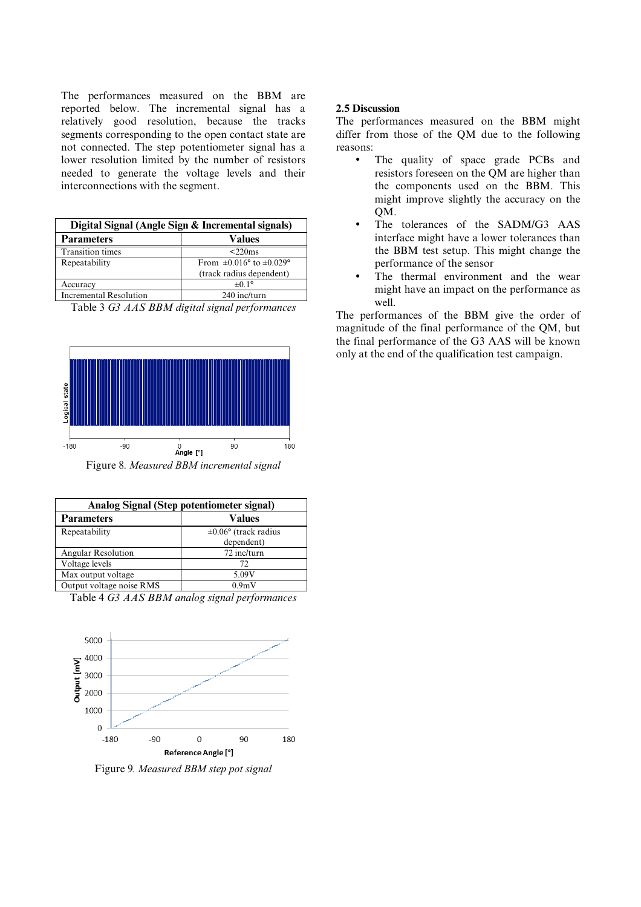The performances measured on the BBM are reported below. The incremental signal has a relatively good resolution, because the tracks segments corresponding to the open contact state are not connected. The step potentiometer signal has a lower resolution limited by the number of resistors needed to generate the voltage levels and their interconnections with the segment.

| Digital Signal (Angle Sign & Incremental signals) | |
|---|---|
| **Parameters** | **Values** |
| Transition times | <220ms |
| Repeatability | From ±0.016° to ±0.029° (track radius dependent) |
| Accuracy | ±0.1° |
| Incremental Resolution | 240 inc/turn |

Table 3 *G3 AAS BBM digital signal performances*

Figure 8. *Measured BBM incremental signal*

| Analog Signal (Step potentiometer signal) | |
|---|---|
| **Parameters** | **Values** |
| Repeatability | ±0.06° (track radius dependent) |
| Angular Resolution | 72 inc/turn |
| Voltage levels | 72 |
| Max output voltage | 5.09V |
| Output voltage noise RMS | 0.9mV |

Table 4 *G3 AAS BBM analog signal performances*

Figure 9. *Measured BBM step pot signal*

### 2.5 Discussion

The performances measured on the BBM might differ from those of the QM due to the following reasons:

- The quality of space grade PCBs and resistors foreseen on the QM are higher than the components used on the BBM. This might improve slightly the accuracy on the QM.
- The tolerances of the SADM/G3 AAS interface might have a lower tolerances than the BBM test setup. This might change the performance of the sensor
- The thermal environment and the wear might have an impact on the performance as well.

The performances of the BBM give the order of magnitude of the final performance of the QM, but the final performance of the G3 AAS will be known only at the end of the qualification test campaign.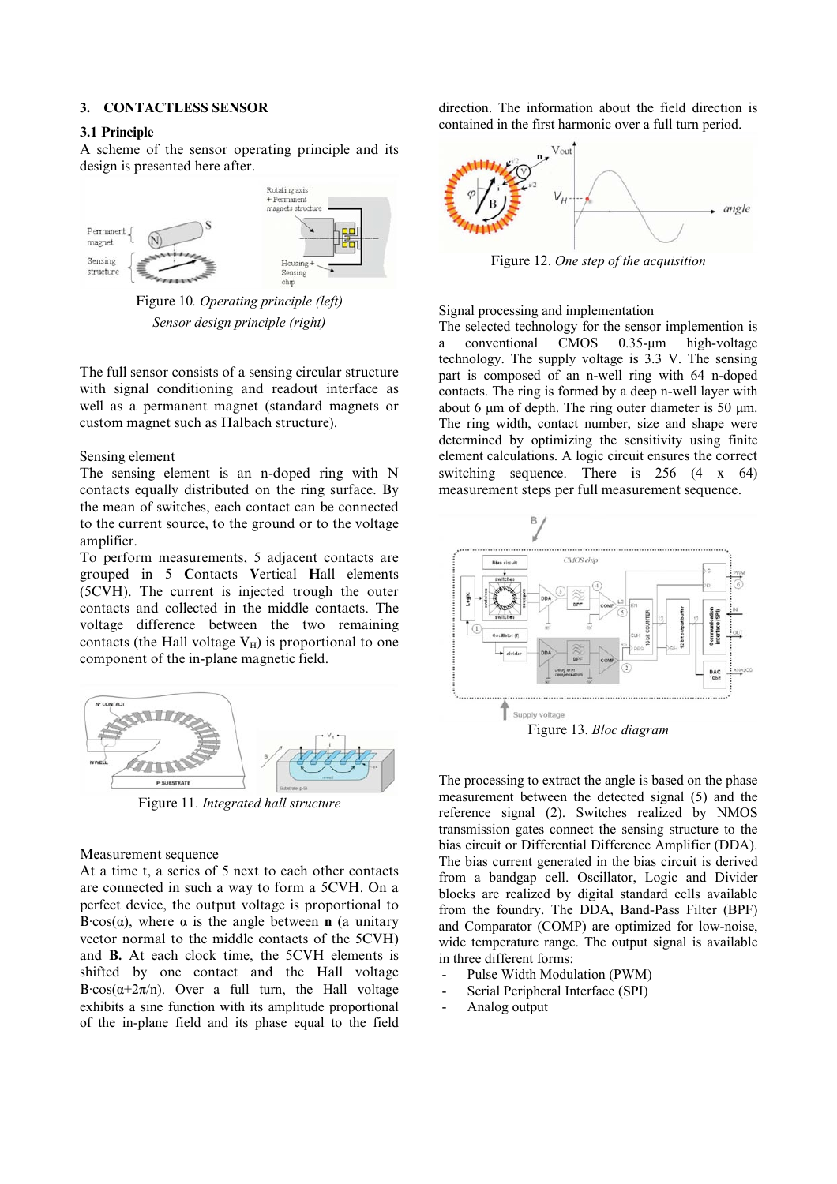## 3. CONTACTLESS SENSOR

### 3.1 Principle

A scheme of the sensor operating principle and its design is presented here after.

Figure 10. *Operating principle (left)*
*Sensor design principle (right)*

The full sensor consists of a sensing circular structure with signal conditioning and readout interface as well as a permanent magnet (standard magnets or custom magnet such as Halbach structure).

<u>Sensing element</u>

The sensing element is an n-doped ring with N contacts equally distributed on the ring surface. By the mean of switches, each contact can be connected to the current source, to the ground or to the voltage amplifier.

To perform measurements, 5 adjacent contacts are grouped in 5 **C**ontacts **V**ertical **H**all elements (5CVH). The current is injected trough the outer contacts and collected in the middle contacts. The voltage difference between the two remaining contacts (the Hall voltage $V_H$) is proportional to one component of the in-plane magnetic field.

Figure 11. *Integrated hall structure*

<u>Measurement sequence</u>

At a time t, a series of 5 next to each other contacts are connected in such a way to form a 5CVH. On a perfect device, the output voltage is proportional to $B{\cdot}\cos(\alpha)$, where $\alpha$ is the angle between **n** (a unitary vector normal to the middle contacts of the 5CVH) and **B.** At each clock time, the 5CVH elements is shifted by one contact and the Hall voltage $B{\cdot}\cos(\alpha{+}2\pi/n)$. Over a full turn, the Hall voltage exhibits a sine function with its amplitude proportional of the in-plane field and its phase equal to the field direction. The information about the field direction is contained in the first harmonic over a full turn period.

Figure 12. *One step of the acquisition*

<u>Signal processing and implementation</u>

The selected technology for the sensor implemention is a conventional CMOS 0.35-µm high-voltage technology. The supply voltage is 3.3 V. The sensing part is composed of an n-well ring with 64 n-doped contacts. The ring is formed by a deep n-well layer with about 6 µm of depth. The ring outer diameter is 50 µm. The ring width, contact number, size and shape were determined by optimizing the sensitivity using finite element calculations. A logic circuit ensures the correct switching sequence. There is 256 (4 x 64) measurement steps per full measurement sequence.

Figure 13. *Bloc diagram*

The processing to extract the angle is based on the phase measurement between the detected signal (5) and the reference signal (2). Switches realized by NMOS transmission gates connect the sensing structure to the bias circuit or Differential Difference Amplifier (DDA). The bias current generated in the bias circuit is derived from a bandgap cell. Oscillator, Logic and Divider blocks are realized by digital standard cells available from the foundry. The DDA, Band-Pass Filter (BPF) and Comparator (COMP) are optimized for low-noise, wide temperature range. The output signal is available in three different forms:

- Pulse Width Modulation (PWM)
- Serial Peripheral Interface (SPI)
- Analog output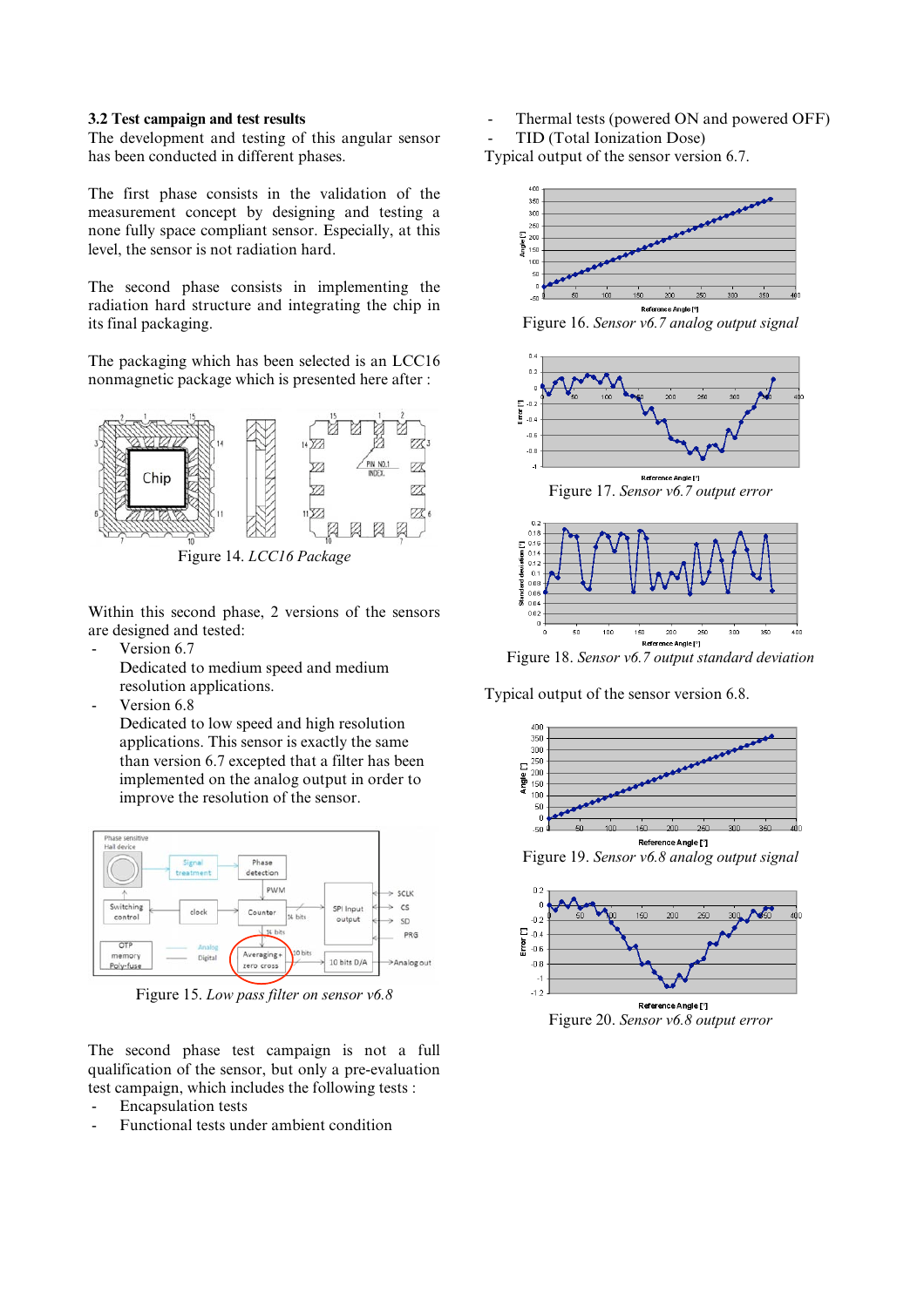### 3.2 Test campaign and test results

The development and testing of this angular sensor has been conducted in different phases.

The first phase consists in the validation of the measurement concept by designing and testing a none fully space compliant sensor. Especially, at this level, the sensor is not radiation hard.

The second phase consists in implementing the radiation hard structure and integrating the chip in its final packaging.

The packaging which has been selected is an LCC16 nonmagnetic package which is presented here after :

Figure 14. *LCC16 Package*

Within this second phase, 2 versions of the sensors are designed and tested:

- Version 6.7
  Dedicated to medium speed and medium resolution applications.
- Version 6.8
  Dedicated to low speed and high resolution applications. This sensor is exactly the same than version 6.7 excepted that a filter has been implemented on the analog output in order to improve the resolution of the sensor.

Figure 15. *Low pass filter on sensor v6.8*

The second phase test campaign is not a full qualification of the sensor, but only a pre-evaluation test campaign, which includes the following tests :

- Encapsulation tests
- Functional tests under ambient condition
- Thermal tests (powered ON and powered OFF)
- TID (Total Ionization Dose)

Typical output of the sensor version 6.7.

Figure 16. *Sensor v6.7 analog output signal*

Figure 17. *Sensor v6.7 output error*

Figure 18. *Sensor v6.7 output standard deviation*

Typical output of the sensor version 6.8.

Figure 19. *Sensor v6.8 analog output signal*

Figure 20. *Sensor v6.8 output error*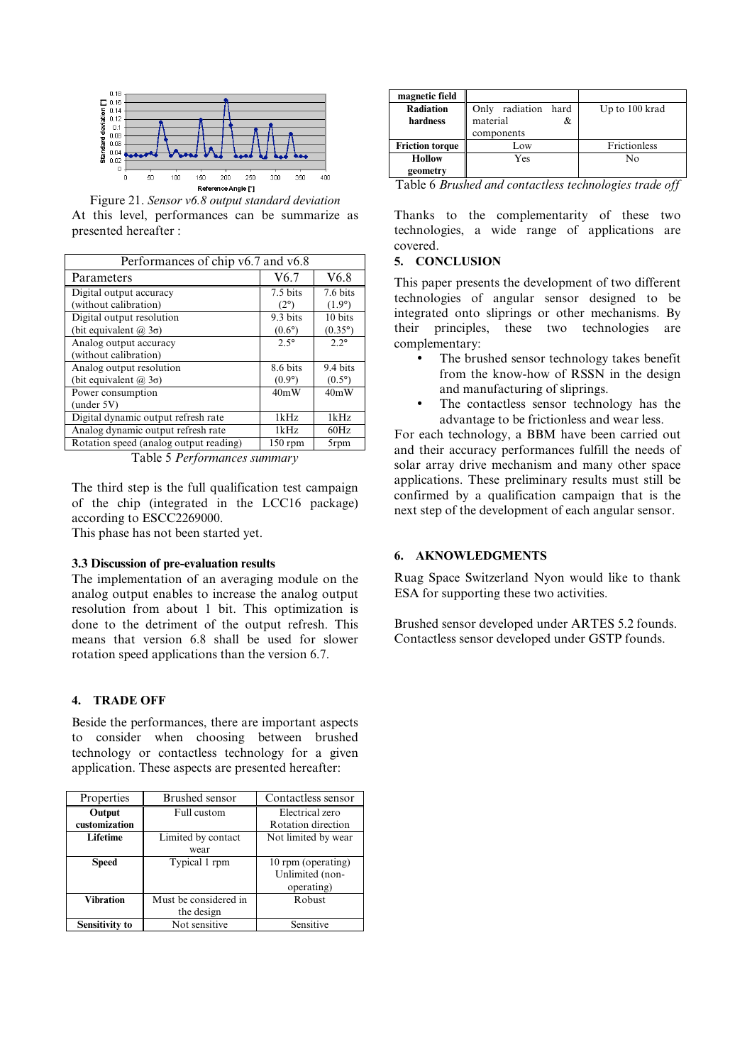0.18
0.16
0.14
0.12
0.1
0.08
0.06
0.04
0.02
0

Standard deviation [°]

0 50 100 150 200 250 300 350 400

Reference Angle [°]

Figure 21. *Sensor v6.8 output standard deviation*

At this level, performances can be summarize as presented hereafter :

| Performances of chip v6.7 and v6.8 | | |
|---|---|---|
| Parameters | V6.7 | V6.8 |
| Digital output accuracy (without calibration) | 7.5 bits (2°) | 7.6 bits (1.9°) |
| Digital output resolution (bit equivalent @ 3σ) | 9.3 bits (0.6°) | 10 bits (0.35°) |
| Analog output accuracy (without calibration) | 2.5° | 2.2° |
| Analog output resolution (bit equivalent @ 3σ) | 8.6 bits (0.9°) | 9.4 bits (0.5°) |
| Power consumption (under 5V) | 40mW | 40mW |
| Digital dynamic output refresh rate | 1kHz | 1kHz |
| Analog dynamic output refresh rate | 1kHz | 60Hz |
| Rotation speed (analog output reading) | 150 rpm | 5rpm |

Table 5 *Performances summary*

The third step is the full qualification test campaign of the chip (integrated in the LCC16 package) according to ESCC2269000.

This phase has not been started yet.

### 3.3 Discussion of pre-evaluation results

The implementation of an averaging module on the analog output enables to increase the analog output resolution from about 1 bit. This optimization is done to the detriment of the output refresh. This means that version 6.8 shall be used for slower rotation speed applications than the version 6.7.

## 4. TRADE OFF

Beside the performances, there are important aspects to consider when choosing between brushed technology or contactless technology for a given application. These aspects are presented hereafter:

| Properties | Brushed sensor | Contactless sensor |
|---|---|---|
| **Output customization** | Full custom | Electrical zero Rotation direction |
| **Lifetime** | Limited by contact wear | Not limited by wear |
| **Speed** | Typical 1 rpm | 10 rpm (operating) Unlimited (non-operating) |
| **Vibration** | Must be considered in the design | Robust |
| **Sensitivity to magnetic field** | Not sensitive | Sensitive |
| **Radiation hardness** | Only radiation hard material & components | Up to 100 krad |
| **Friction torque** | Low | Frictionless |
| **Hollow geometry** | Yes | No |

Table 6 *Brushed and contactless technologies trade off*

Thanks to the complementarity of these two technologies, a wide range of applications are covered.

## 5. CONCLUSION

This paper presents the development of two different technologies of angular sensor designed to be integrated onto sliprings or other mechanisms. By their principles, these two technologies are complementary:

- The brushed sensor technology takes benefit from the know-how of RSSN in the design and manufacturing of sliprings.
- The contactless sensor technology has the advantage to be frictionless and wear less.

For each technology, a BBM have been carried out and their accuracy performances fulfill the needs of solar array drive mechanism and many other space applications. These preliminary results must still be confirmed by a qualification campaign that is the next step of the development of each angular sensor.

## 6. AKNOWLEDGMENTS

Ruag Space Switzerland Nyon would like to thank ESA for supporting these two activities.

Brushed sensor developed under ARTES 5.2 founds.
Contactless sensor developed under GSTP founds.